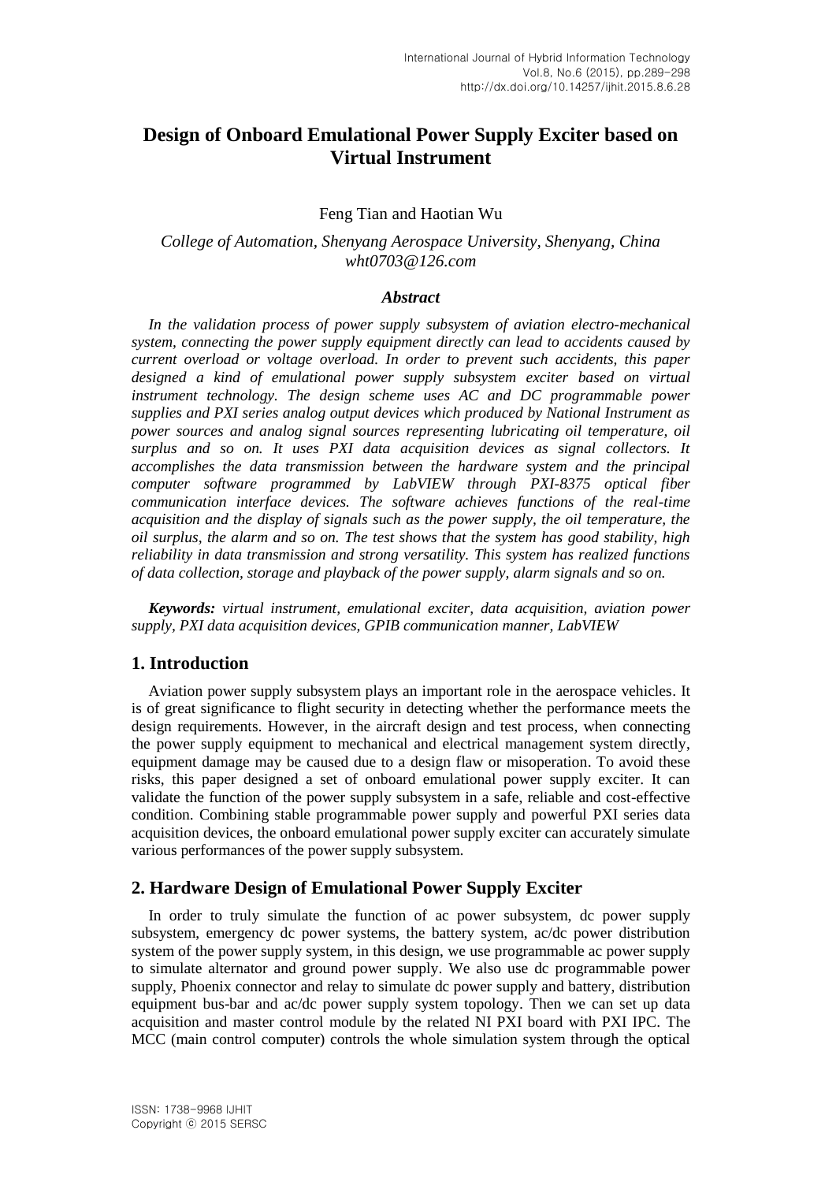# Design of Onboard Emulational Power Supply Exciter based on Virtual Instrument

Feng Tian and Haotian Wu

*College of Automation, Shenyang Aerospace University, Shenyang, China*
*wht0703@126.com*

### *Abstract*

*In the validation process of power supply subsystem of aviation electro-mechanical system, connecting the power supply equipment directly can lead to accidents caused by current overload or voltage overload. In order to prevent such accidents, this paper designed a kind of emulational power supply subsystem exciter based on virtual instrument technology. The design scheme uses AC and DC programmable power supplies and PXI series analog output devices which produced by National Instrument as power sources and analog signal sources representing lubricating oil temperature, oil surplus and so on. It uses PXI data acquisition devices as signal collectors. It accomplishes the data transmission between the hardware system and the principal computer software programmed by LabVIEW through PXI-8375 optical fiber communication interface devices. The software achieves functions of the real-time acquisition and the display of signals such as the power supply, the oil temperature, the oil surplus, the alarm and so on. The test shows that the system has good stability, high reliability in data transmission and strong versatility. This system has realized functions of data collection, storage and playback of the power supply, alarm signals and so on.*

***Keywords:*** *virtual instrument, emulational exciter, data acquisition, aviation power supply, PXI data acquisition devices, GPIB communication manner, LabVIEW*

## 1. Introduction

Aviation power supply subsystem plays an important role in the aerospace vehicles. It is of great significance to flight security in detecting whether the performance meets the design requirements. However, in the aircraft design and test process, when connecting the power supply equipment to mechanical and electrical management system directly, equipment damage may be caused due to a design flaw or misoperation. To avoid these risks, this paper designed a set of onboard emulational power supply exciter. It can validate the function of the power supply subsystem in a safe, reliable and cost-effective condition. Combining stable programmable power supply and powerful PXI series data acquisition devices, the onboard emulational power supply exciter can accurately simulate various performances of the power supply subsystem.

## 2. Hardware Design of Emulational Power Supply Exciter

In order to truly simulate the function of ac power subsystem, dc power supply subsystem, emergency dc power systems, the battery system, ac/dc power distribution system of the power supply system, in this design, we use programmable ac power supply to simulate alternator and ground power supply. We also use dc programmable power supply, Phoenix connector and relay to simulate dc power supply and battery, distribution equipment bus-bar and ac/dc power supply system topology. Then we can set up data acquisition and master control module by the related NI PXI board with PXI IPC. The MCC (main control computer) controls the whole simulation system through the optical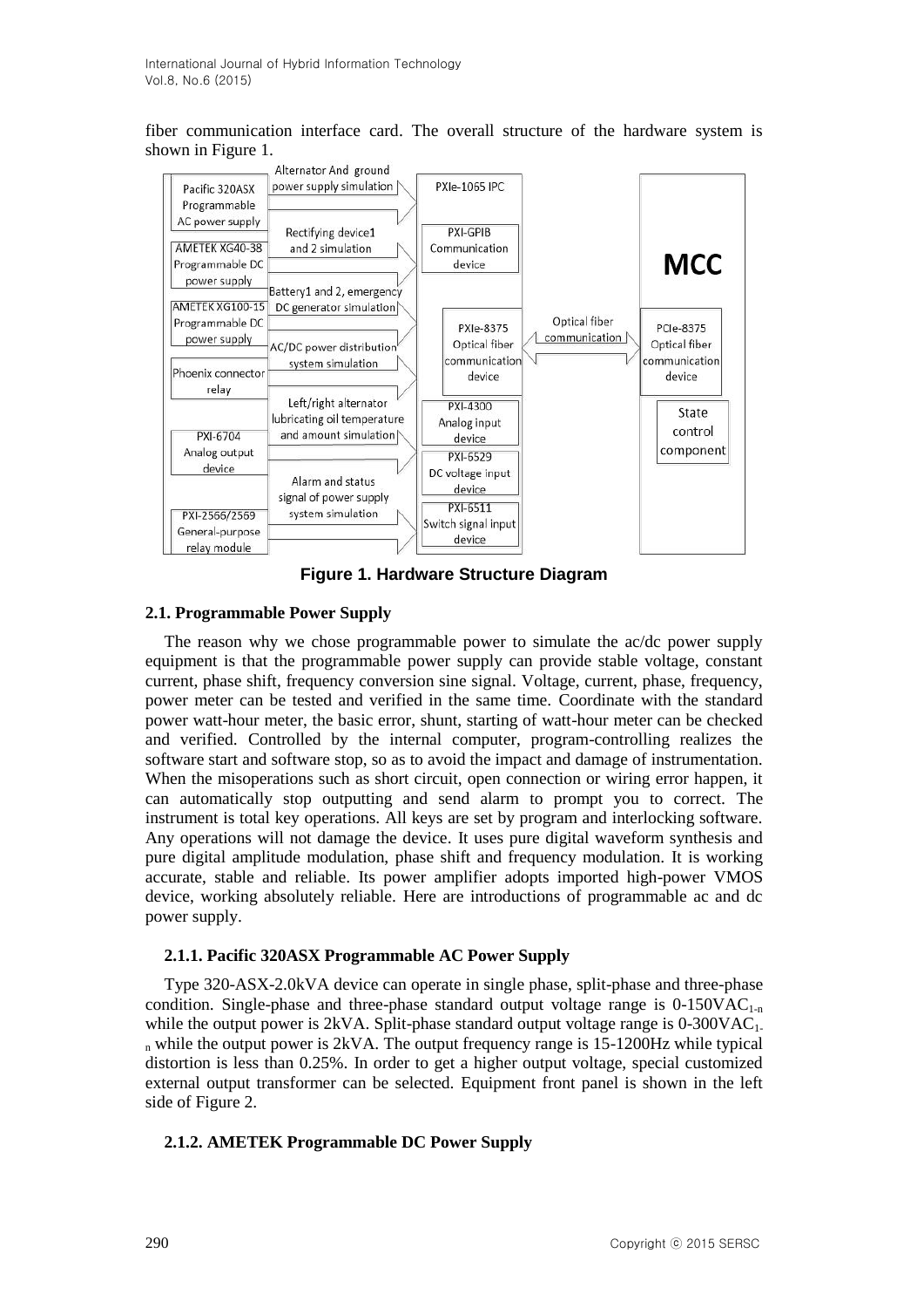fiber communication interface card. The overall structure of the hardware system is shown in Figure 1.

**Figure 1. Hardware Structure Diagram**

### 2.1. Programmable Power Supply

The reason why we chose programmable power to simulate the ac/dc power supply equipment is that the programmable power supply can provide stable voltage, constant current, phase shift, frequency conversion sine signal. Voltage, current, phase, frequency, power meter can be tested and verified in the same time. Coordinate with the standard power watt-hour meter, the basic error, shunt, starting of watt-hour meter can be checked and verified. Controlled by the internal computer, program-controlling realizes the software start and software stop, so as to avoid the impact and damage of instrumentation. When the misoperations such as short circuit, open connection or wiring error happen, it can automatically stop outputting and send alarm to prompt you to correct. The instrument is total key operations. All keys are set by program and interlocking software. Any operations will not damage the device. It uses pure digital waveform synthesis and pure digital amplitude modulation, phase shift and frequency modulation. It is working accurate, stable and reliable. Its power amplifier adopts imported high-power VMOS device, working absolutely reliable. Here are introductions of programmable ac and dc power supply.

#### 2.1.1. Pacific 320ASX Programmable AC Power Supply

Type 320-ASX-2.0kVA device can operate in single phase, split-phase and three-phase condition. Single-phase and three-phase standard output voltage range is 0-150VAC$_{1\text{-}n}$ while the output power is 2kVA. Split-phase standard output voltage range is 0-300VAC$_{1\text{-}n}$ while the output power is 2kVA. The output frequency range is 15-1200Hz while typical distortion is less than 0.25%. In order to get a higher output voltage, special customized external output transformer can be selected. Equipment front panel is shown in the left side of Figure 2.

#### 2.1.2. AMETEK Programmable DC Power Supply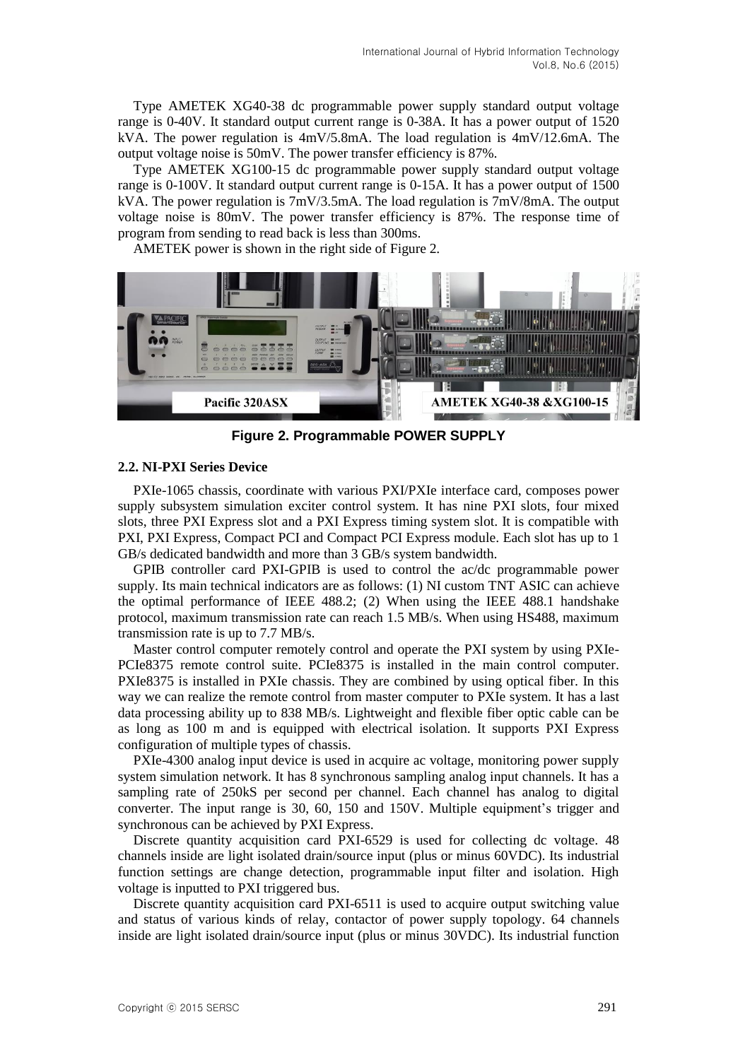Type AMETEK XG40-38 dc programmable power supply standard output voltage range is 0-40V. It standard output current range is 0-38A. It has a power output of 1520 kVA. The power regulation is 4mV/5.8mA. The load regulation is 4mV/12.6mA. The output voltage noise is 50mV. The power transfer efficiency is 87%.

Type AMETEK XG100-15 dc programmable power supply standard output voltage range is 0-100V. It standard output current range is 0-15A. It has a power output of 1500 kVA. The power regulation is 7mV/3.5mA. The load regulation is 7mV/8mA. The output voltage noise is 80mV. The power transfer efficiency is 87%. The response time of program from sending to read back is less than 300ms.

AMETEK power is shown in the right side of Figure 2.

**Figure 2. Programmable POWER SUPPLY**

### 2.2. NI-PXI Series Device

PXIe-1065 chassis, coordinate with various PXI/PXIe interface card, composes power supply subsystem simulation exciter control system. It has nine PXI slots, four mixed slots, three PXI Express slot and a PXI Express timing system slot. It is compatible with PXI, PXI Express, Compact PCI and Compact PCI Express module. Each slot has up to 1 GB/s dedicated bandwidth and more than 3 GB/s system bandwidth.

GPIB controller card PXI-GPIB is used to control the ac/dc programmable power supply. Its main technical indicators are as follows: (1) NI custom TNT ASIC can achieve the optimal performance of IEEE 488.2; (2) When using the IEEE 488.1 handshake protocol, maximum transmission rate can reach 1.5 MB/s. When using HS488, maximum transmission rate is up to 7.7 MB/s.

Master control computer remotely control and operate the PXI system by using PXIe-PCIe8375 remote control suite. PCIe8375 is installed in the main control computer. PXIe8375 is installed in PXIe chassis. They are combined by using optical fiber. In this way we can realize the remote control from master computer to PXIe system. It has a last data processing ability up to 838 MB/s. Lightweight and flexible fiber optic cable can be as long as 100 m and is equipped with electrical isolation. It supports PXI Express configuration of multiple types of chassis.

PXIe-4300 analog input device is used in acquire ac voltage, monitoring power supply system simulation network. It has 8 synchronous sampling analog input channels. It has a sampling rate of 250kS per second per channel. Each channel has analog to digital converter. The input range is 30, 60, 150 and 150V. Multiple equipment's trigger and synchronous can be achieved by PXI Express.

Discrete quantity acquisition card PXI-6529 is used for collecting dc voltage. 48 channels inside are light isolated drain/source input (plus or minus 60VDC). Its industrial function settings are change detection, programmable input filter and isolation. High voltage is inputted to PXI triggered bus.

Discrete quantity acquisition card PXI-6511 is used to acquire output switching value and status of various kinds of relay, contactor of power supply topology. 64 channels inside are light isolated drain/source input (plus or minus 30VDC). Its industrial function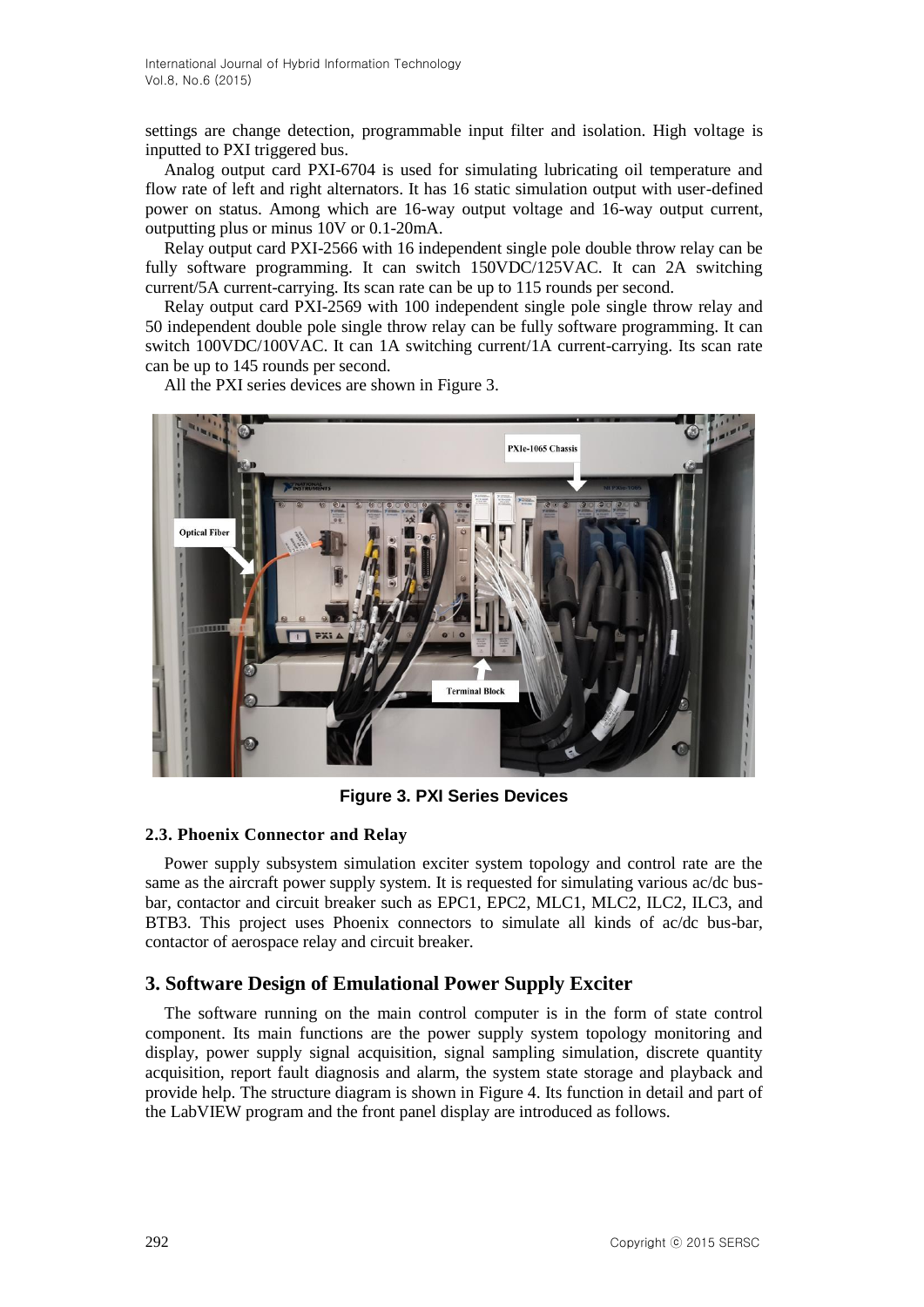settings are change detection, programmable input filter and isolation. High voltage is inputted to PXI triggered bus.

Analog output card PXI-6704 is used for simulating lubricating oil temperature and flow rate of left and right alternators. It has 16 static simulation output with user-defined power on status. Among which are 16-way output voltage and 16-way output current, outputting plus or minus 10V or 0.1-20mA.

Relay output card PXI-2566 with 16 independent single pole double throw relay can be fully software programming. It can switch 150VDC/125VAC. It can 2A switching current/5A current-carrying. Its scan rate can be up to 115 rounds per second.

Relay output card PXI-2569 with 100 independent single pole single throw relay and 50 independent double pole single throw relay can be fully software programming. It can switch 100VDC/100VAC. It can 1A switching current/1A current-carrying. Its scan rate can be up to 145 rounds per second.

All the PXI series devices are shown in Figure 3.

**Figure 3. PXI Series Devices**

### 2.3. Phoenix Connector and Relay

Power supply subsystem simulation exciter system topology and control rate are the same as the aircraft power supply system. It is requested for simulating various ac/dc bus-bar, contactor and circuit breaker such as EPC1, EPC2, MLC1, MLC2, ILC2, ILC3, and BTB3. This project uses Phoenix connectors to simulate all kinds of ac/dc bus-bar, contactor of aerospace relay and circuit breaker.

## 3. Software Design of Emulational Power Supply Exciter

The software running on the main control computer is in the form of state control component. Its main functions are the power supply system topology monitoring and display, power supply signal acquisition, signal sampling simulation, discrete quantity acquisition, report fault diagnosis and alarm, the system state storage and playback and provide help. The structure diagram is shown in Figure 4. Its function in detail and part of the LabVIEW program and the front panel display are introduced as follows.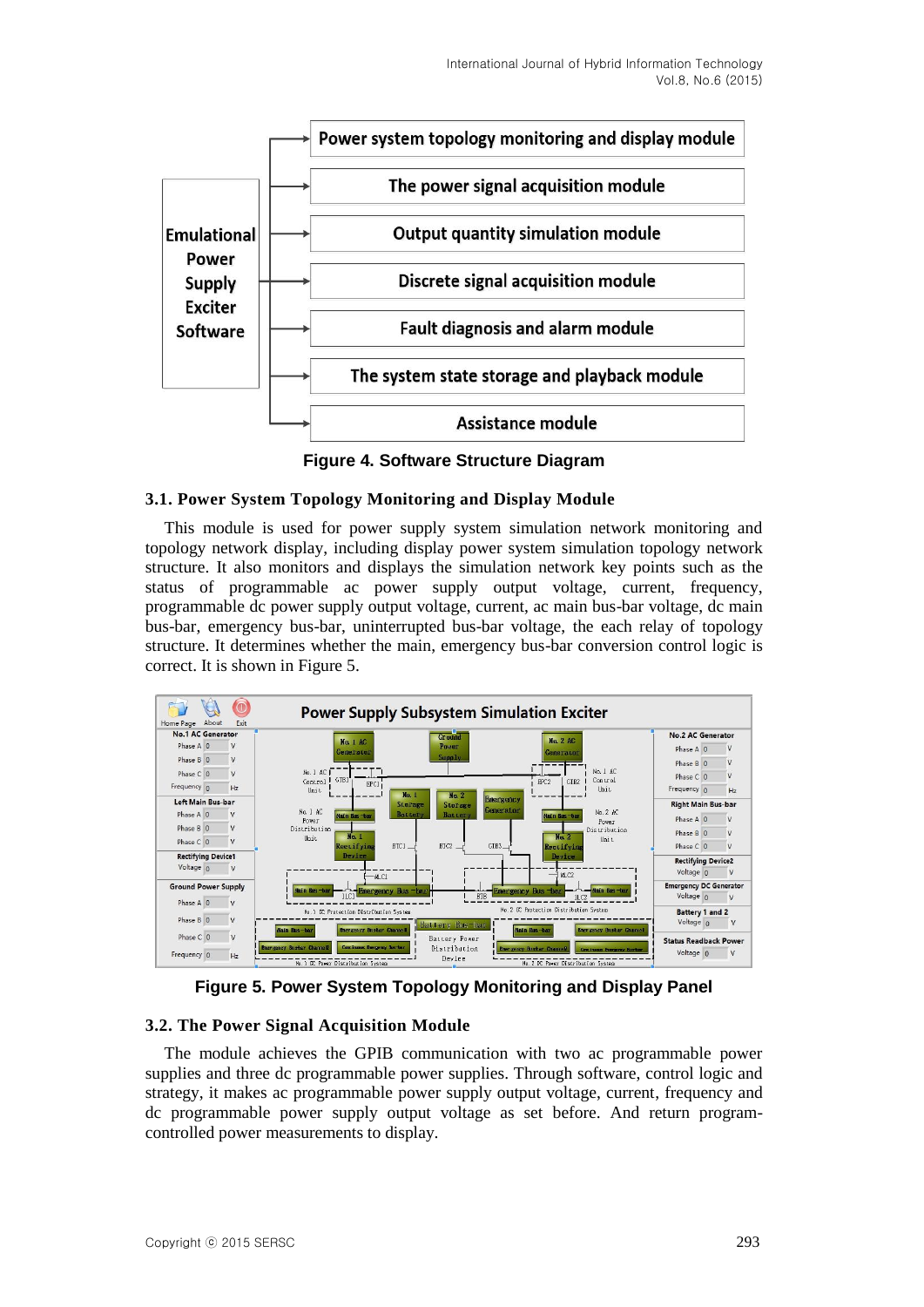Figure 4. Software Structure Diagram

### 3.1. Power System Topology Monitoring and Display Module

This module is used for power supply system simulation network monitoring and topology network display, including display power system simulation topology network structure. It also monitors and displays the simulation network key points such as the status of programmable ac power supply output voltage, current, frequency, programmable dc power supply output voltage, current, ac main bus-bar voltage, dc main bus-bar, emergency bus-bar, uninterrupted bus-bar voltage, the each relay of topology structure. It determines whether the main, emergency bus-bar conversion control logic is correct. It is shown in Figure 5.

Figure 5. Power System Topology Monitoring and Display Panel

### 3.2. The Power Signal Acquisition Module

The module achieves the GPIB communication with two ac programmable power supplies and three dc programmable power supplies. Through software, control logic and strategy, it makes ac programmable power supply output voltage, current, frequency and dc programmable power supply output voltage as set before. And return program-controlled power measurements to display.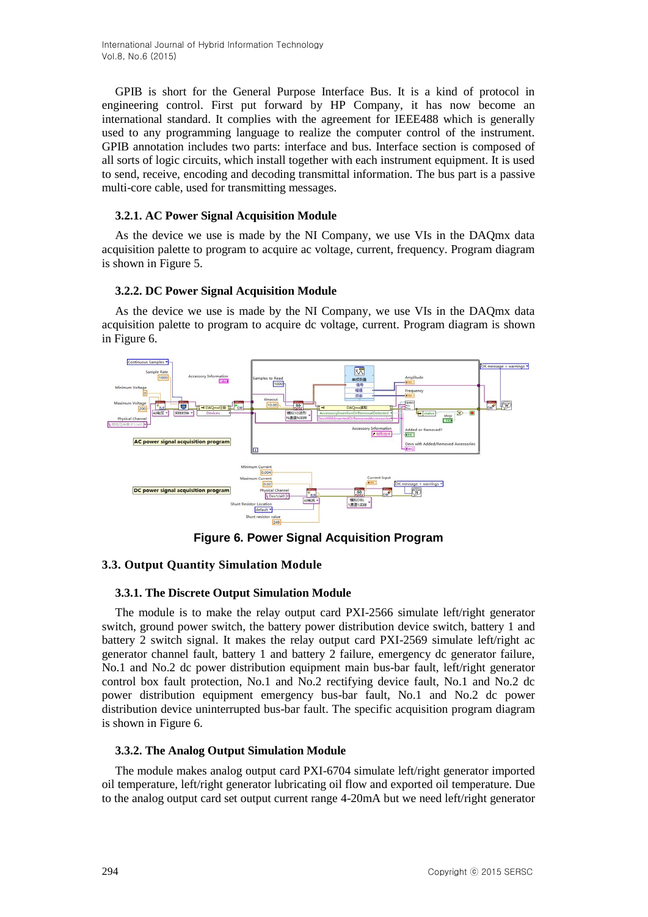GPIB is short for the General Purpose Interface Bus. It is a kind of protocol in engineering control. First put forward by HP Company, it has now become an international standard. It complies with the agreement for IEEE488 which is generally used to any programming language to realize the computer control of the instrument. GPIB annotation includes two parts: interface and bus. Interface section is composed of all sorts of logic circuits, which install together with each instrument equipment. It is used to send, receive, encoding and decoding transmittal information. The bus part is a passive multi-core cable, used for transmitting messages.

#### 3.2.1. AC Power Signal Acquisition Module

As the device we use is made by the NI Company, we use VIs in the DAQmx data acquisition palette to program to acquire ac voltage, current, frequency. Program diagram is shown in Figure 5.

#### 3.2.2. DC Power Signal Acquisition Module

As the device we use is made by the NI Company, we use VIs in the DAQmx data acquisition palette to program to acquire dc voltage, current. Program diagram is shown in Figure 6.

**Figure 6. Power Signal Acquisition Program**

### 3.3. Output Quantity Simulation Module

#### 3.3.1. The Discrete Output Simulation Module

The module is to make the relay output card PXI-2566 simulate left/right generator switch, ground power switch, the battery power distribution device switch, battery 1 and battery 2 switch signal. It makes the relay output card PXI-2569 simulate left/right ac generator channel fault, battery 1 and battery 2 failure, emergency dc generator failure, No.1 and No.2 dc power distribution equipment main bus-bar fault, left/right generator control box fault protection, No.1 and No.2 rectifying device fault, No.1 and No.2 dc power distribution equipment emergency bus-bar fault, No.1 and No.2 dc power distribution device uninterrupted bus-bar fault. The specific acquisition program diagram is shown in Figure 6.

#### 3.3.2. The Analog Output Simulation Module

The module makes analog output card PXI-6704 simulate left/right generator imported oil temperature, left/right generator lubricating oil flow and exported oil temperature. Due to the analog output card set output current range 4-20mA but we need left/right generator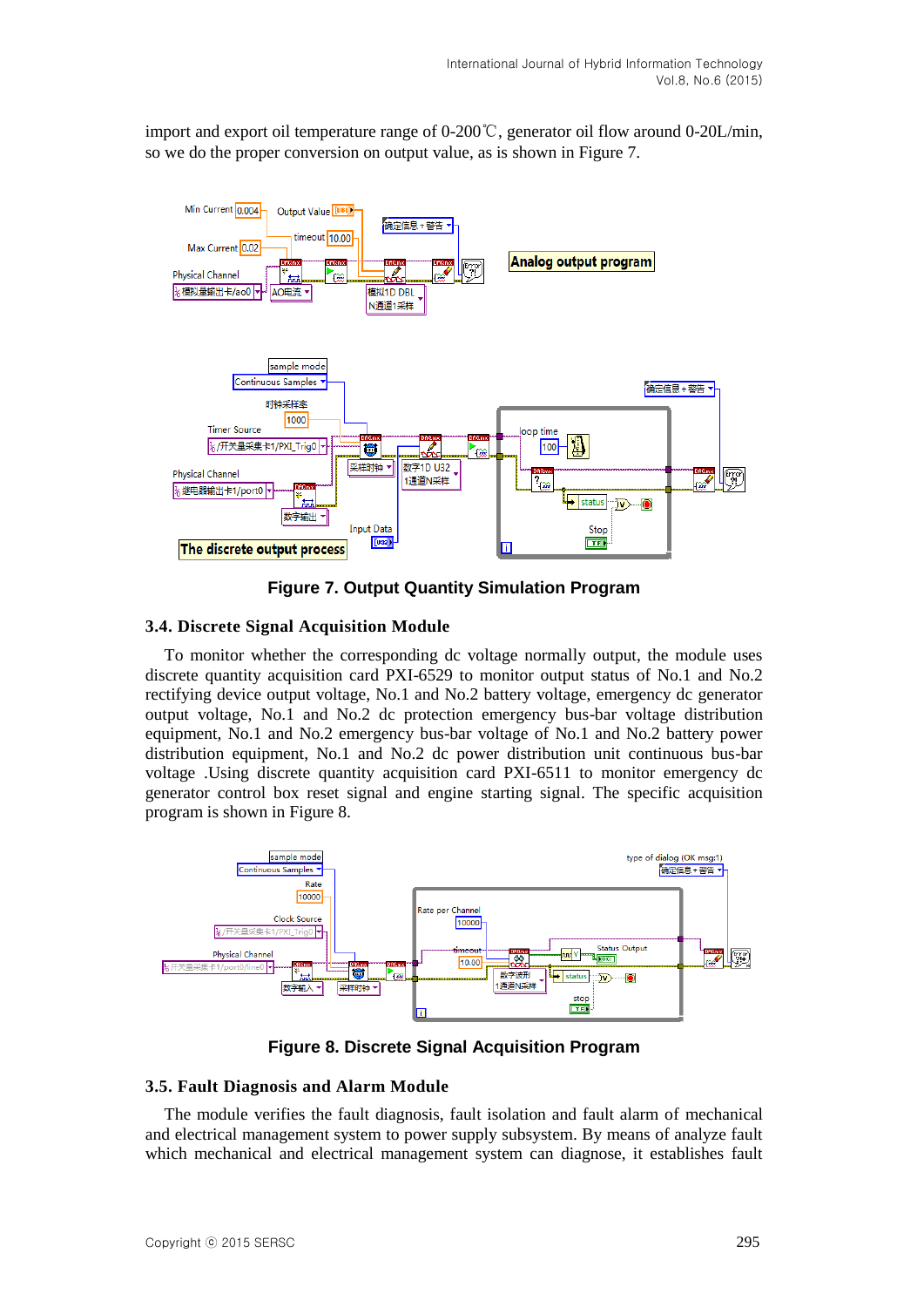import and export oil temperature range of 0-200℃, generator oil flow around 0-20L/min, so we do the proper conversion on output value, as is shown in Figure 7.

**Figure 7. Output Quantity Simulation Program**

### 3.4. Discrete Signal Acquisition Module

To monitor whether the corresponding dc voltage normally output, the module uses discrete quantity acquisition card PXI-6529 to monitor output status of No.1 and No.2 rectifying device output voltage, No.1 and No.2 battery voltage, emergency dc generator output voltage, No.1 and No.2 dc protection emergency bus-bar voltage distribution equipment, No.1 and No.2 emergency bus-bar voltage of No.1 and No.2 battery power distribution equipment, No.1 and No.2 dc power distribution unit continuous bus-bar voltage .Using discrete quantity acquisition card PXI-6511 to monitor emergency dc generator control box reset signal and engine starting signal. The specific acquisition program is shown in Figure 8.

**Figure 8. Discrete Signal Acquisition Program**

### 3.5. Fault Diagnosis and Alarm Module

The module verifies the fault diagnosis, fault isolation and fault alarm of mechanical and electrical management system to power supply subsystem. By means of analyze fault which mechanical and electrical management system can diagnose, it establishes fault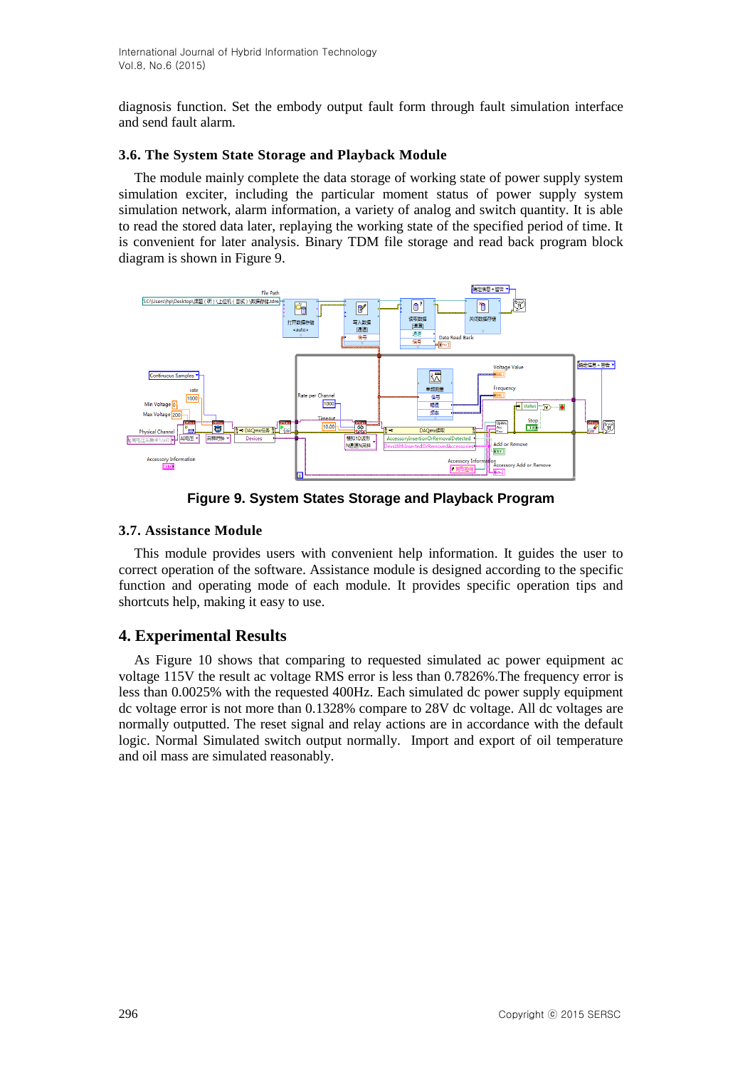diagnosis function. Set the embody output fault form through fault simulation interface and send fault alarm.

### 3.6. The System State Storage and Playback Module

The module mainly complete the data storage of working state of power supply system simulation exciter, including the particular moment status of power supply system simulation network, alarm information, a variety of analog and switch quantity. It is able to read the stored data later, replaying the working state of the specified period of time. It is convenient for later analysis. Binary TDM file storage and read back program block diagram is shown in Figure 9.

**Figure 9. System States Storage and Playback Program**

### 3.7. Assistance Module

This module provides users with convenient help information. It guides the user to correct operation of the software. Assistance module is designed according to the specific function and operating mode of each module. It provides specific operation tips and shortcuts help, making it easy to use.

## 4. Experimental Results

As Figure 10 shows that comparing to requested simulated ac power equipment ac voltage 115V the result ac voltage RMS error is less than 0.7826%.The frequency error is less than 0.0025% with the requested 400Hz. Each simulated dc power supply equipment dc voltage error is not more than 0.1328% compare to 28V dc voltage. All dc voltages are normally outputted. The reset signal and relay actions are in accordance with the default logic. Normal Simulated switch output normally. Import and export of oil temperature and oil mass are simulated reasonably.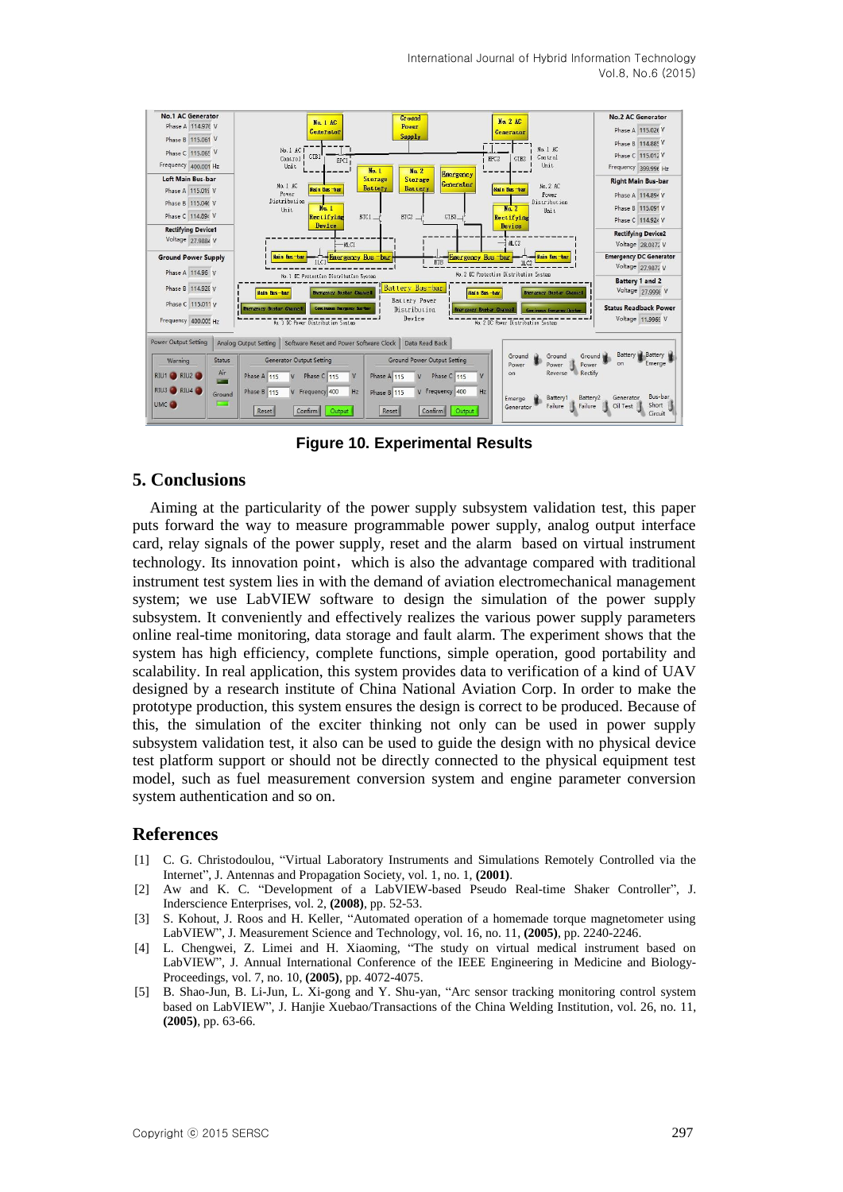**Figure 10. Experimental Results**

## 5. Conclusions

Aiming at the particularity of the power supply subsystem validation test, this paper puts forward the way to measure programmable power supply, analog output interface card, relay signals of the power supply, reset and the alarm based on virtual instrument technology. Its innovation point, which is also the advantage compared with traditional instrument test system lies in with the demand of aviation electromechanical management system; we use LabVIEW software to design the simulation of the power supply subsystem. It conveniently and effectively realizes the various power supply parameters online real-time monitoring, data storage and fault alarm. The experiment shows that the system has high efficiency, complete functions, simple operation, good portability and scalability. In real application, this system provides data to verification of a kind of UAV designed by a research institute of China National Aviation Corp. In order to make the prototype production, this system ensures the design is correct to be produced. Because of this, the simulation of the exciter thinking not only can be used in power supply subsystem validation test, it also can be used to guide the design with no physical device test platform support or should not be directly connected to the physical equipment test model, such as fuel measurement conversion system and engine parameter conversion system authentication and so on.

## References

[1] C. G. Christodoulou, "Virtual Laboratory Instruments and Simulations Remotely Controlled via the Internet", J. Antennas and Propagation Society, vol. 1, no. 1, **(2001)**.

[2] Aw and K. C. "Development of a LabVIEW-based Pseudo Real-time Shaker Controller", J. Inderscience Enterprises, vol. 2, **(2008)**, pp. 52-53.

[3] S. Kohout, J. Roos and H. Keller, "Automated operation of a homemade torque magnetometer using LabVIEW", J. Measurement Science and Technology, vol. 16, no. 11, **(2005)**, pp. 2240-2246.

[4] L. Chengwei, Z. Limei and H. Xiaoming, "The study on virtual medical instrument based on LabVIEW", J. Annual International Conference of the IEEE Engineering in Medicine and Biology-Proceedings, vol. 7, no. 10, **(2005)**, pp. 4072-4075.

[5] B. Shao-Jun, B. Li-Jun, L. Xi-gong and Y. Shu-yan, "Arc sensor tracking monitoring control system based on LabVIEW", J. Hanjie Xuebao/Transactions of the China Welding Institution, vol. 26, no. 11, **(2005)**, pp. 63-66.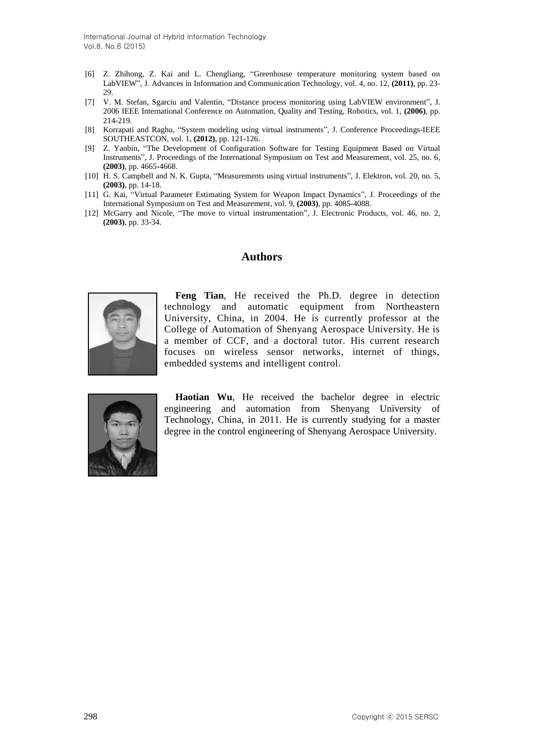[6] Z. Zhihong, Z. Kai and L. Chengliang, "Greenhouse temperature monitoring system based on LabVIEW", J. Advances in Information and Communication Technology, vol. 4, no. 12, **(2011)**, pp. 23-29.

[7] V. M. Stefan, Sgarciu and Valentin, "Distance process monitoring using LabVIEW environment", J. 2006 IEEE International Conference on Automation, Quality and Testing, Robotics, vol. 1, **(2006)**, pp. 214-219.

[8] Korrapati and Raghu, "System modeling using virtual instruments", J. Conference Proceedings-IEEE SOUTHEASTCON, vol. 1, **(2012)**, pp. 121-126.

[9] Z. Yanbin, "The Development of Configuration Software for Testing Equipment Based on Virtual Instruments", J. Proceedings of the International Symposium on Test and Measurement, vol. 25, no. 6, **(2003)**, pp. 4665-4668.

[10] H. S. Campbell and N. K. Gupta, "Measurements using virtual instruments", J. Elektron, vol. 20, no. 5, **(2003)**, pp. 14-18.

[11] G. Kai, "Virtual Parameter Estimating System for Weapon Impact Dynamics", J. Proceedings of the International Symposium on Test and Measurement, vol. 9, **(2003)**, pp. 4085-4088.

[12] McGarry and Nicole, "The move to virtual instrumentation", J. Electronic Products, vol. 46, no. 2, **(2003)**, pp. 33-34.

## Authors

**Feng Tian**, He received the Ph.D. degree in detection technology and automatic equipment from Northeastern University, China, in 2004. He is currently professor at the College of Automation of Shenyang Aerospace University. He is a member of CCF, and a doctoral tutor. His current research focuses on wireless sensor networks, internet of things, embedded systems and intelligent control.

**Haotian Wu**, He received the bachelor degree in electric engineering and automation from Shenyang University of Technology, China, in 2011. He is currently studying for a master degree in the control engineering of Shenyang Aerospace University.